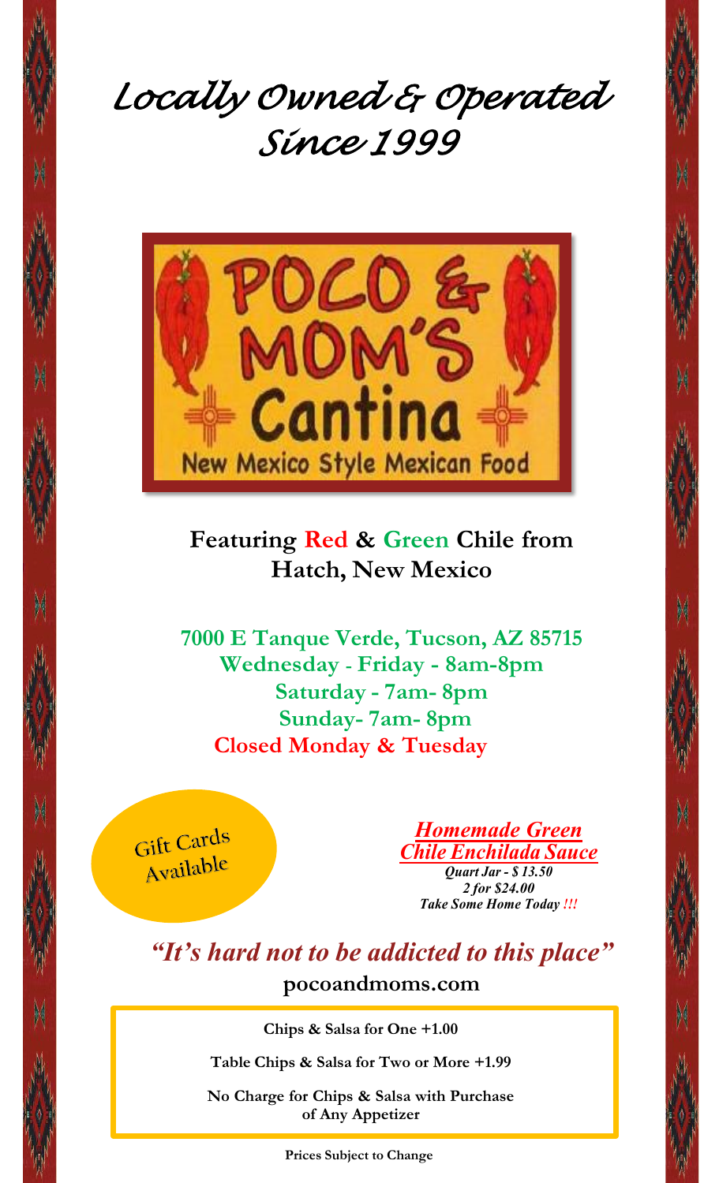# *Locally Owned & Operated Since 1999*

# POCO & MOM'S Cantina

New Mexico Style Mexican Food

**Featuring Red & Green Chile from Hatch, New Mexico**

**7000 E Tanque Verde, Tucson, AZ 85715**
**Wednesday - Friday - 8am-8pm**
**Saturday - 7am- 8pm**
**Sunday- 7am- 8pm**
**Closed Monday & Tuesday**

Gift Cards Available

***Homemade Green Chile Enchilada Sauce***
***Quart Jar - $ 13.50***
***2 for $24.00***
***Take Some Home Today !!!***

***"It's hard not to be addicted to this place"***

**pocoandmoms.com**

**Chips & Salsa for One +1.00**

**Table Chips & Salsa for Two or More +1.99**

**No Charge for Chips & Salsa with Purchase of Any Appetizer**

**Prices Subject to Change**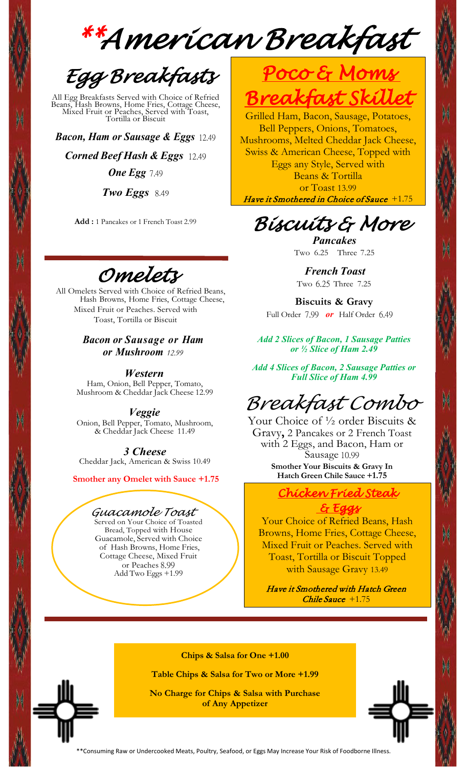# **American Breakfast

## Egg Breakfasts

All Egg Breakfasts Served with Choice of Refried Beans, Hash Browns, Home Fries, Cottage Cheese, Mixed Fruit or Peaches, Served with Toast, Tortilla or Biscuit

***Bacon, Ham or Sausage & Eggs*** 12.49

***Corned Beef Hash & Eggs*** 12.49

***One Egg*** 7.49

***Two Eggs*** 8.49

**Add :** 1 Pancakes or 1 French Toast 2.99

## Omelets

All Omelets Served with Choice of Refried Beans, Hash Browns, Home Fries, Cottage Cheese, Mixed Fruit or Peaches. Served with Toast, Tortilla or Biscuit

***Bacon or Sausage or Ham or Mushroom*** *12.99*

***Western***
Ham, Onion, Bell Pepper, Tomato, Mushroom & Cheddar Jack Cheese 12.99

***Veggie***
Onion, Bell Pepper, Tomato, Mushroom, & Cheddar Jack Cheese 11.49

***3 Cheese***
Cheddar Jack, American & Swiss 10.49

**Smother any Omelet with Sauce +1.75**

## Guacamole Toast

Served on Your Choice of Toasted Bread, Topped with House Guacamole, Served with Choice of Hash Browns, Home Fries, Cottage Cheese, Mixed Fruit or Peaches 8.99
Add Two Eggs +1.99

## Poco & Moms Breakfast Skillet

Grilled Ham, Bacon, Sausage, Potatoes, Bell Peppers, Onions, Tomatoes, Mushrooms, Melted Cheddar Jack Cheese, Swiss & American Cheese, Topped with Eggs any Style, Served with Beans & Tortilla or Toast 13.99

*Have it Smothered in Choice of Sauce* +1.75

## Biscuits & More

***Pancakes***
Two 6.25 Three 7.25

***French Toast***
Two 6.25 Three 7.25

**Biscuits & Gravy**
Full Order 7.99 ***or*** Half Order 6.49

***Add 2 Slices of Bacon, 1 Sausage Patties or ½ Slice of Ham 2.49***

***Add 4 Slices of Bacon, 2 Sausage Patties or Full Slice of Ham 4.99***

## Breakfast Combo

Your Choice of ½ order Biscuits & Gravy, 2 Pancakes or 2 French Toast with 2 Eggs, and Bacon, Ham or Sausage 10.99

**Smother Your Biscuits & Gravy In Hatch Green Chile Sauce +1.75**

## Chicken Fried Steak & Eggs

Your Choice of Refried Beans, Hash Browns, Home Fries, Cottage Cheese, Mixed Fruit or Peaches. Served with Toast, Tortilla or Biscuit Topped with Sausage Gravy 13.49

*Have it Smothered with Hatch Green Chile Sauce* +1.75

**Chips & Salsa for One +1.00**

**Table Chips & Salsa for Two or More +1.99**

**No Charge for Chips & Salsa with Purchase of Any Appetizer**

**Consuming Raw or Undercooked Meats, Poultry, Seafood, or Eggs May Increase Your Risk of Foodborne Illness.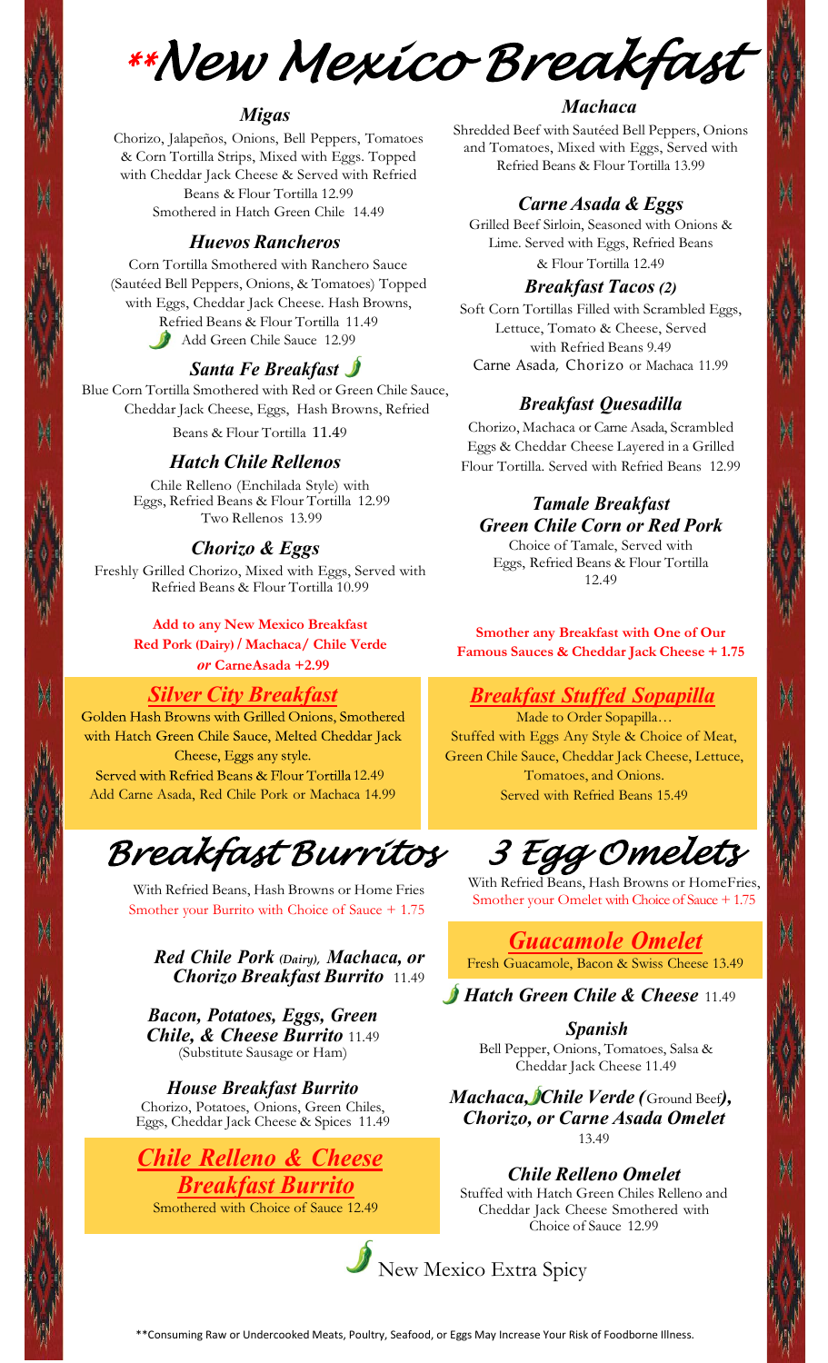# \*\*New Mexico Breakfast

### Migas

Chorizo, Jalapeños, Onions, Bell Peppers, Tomatoes & Corn Tortilla Strips, Mixed with Eggs. Topped with Cheddar Jack Cheese & Served with Refried Beans & Flour Tortilla 12.99
Smothered in Hatch Green Chile 14.49

### Huevos Rancheros

Corn Tortilla Smothered with Ranchero Sauce (Sautéed Bell Peppers, Onions, & Tomatoes) Topped with Eggs, Cheddar Jack Cheese. Hash Browns, Refried Beans & Flour Tortilla 11.49
🌶 Add Green Chile Sauce 12.99

### Santa Fe Breakfast 🌶

Blue Corn Tortilla Smothered with Red or Green Chile Sauce, Cheddar Jack Cheese, Eggs, Hash Browns, Refried Beans & Flour Tortilla 11.49

### Hatch Chile Rellenos

Chile Relleno (Enchilada Style) with Eggs, Refried Beans & Flour Tortilla 12.99
Two Rellenos 13.99

### Chorizo & Eggs

Freshly Grilled Chorizo, Mixed with Eggs, Served with Refried Beans & Flour Tortilla 10.99

**Add to any New Mexico Breakfast Red Pork (Dairy) / Machaca / Chile Verde *or* CarneAsada +2.99**

### Machaca

Shredded Beef with Sautéed Bell Peppers, Onions and Tomatoes, Mixed with Eggs, Served with Refried Beans & Flour Tortilla 13.99

### Carne Asada & Eggs

Grilled Beef Sirloin, Seasoned with Onions & Lime. Served with Eggs, Refried Beans & Flour Tortilla 12.49

### Breakfast Tacos (2)

Soft Corn Tortillas Filled with Scrambled Eggs, Lettuce, Tomato & Cheese, Served with Refried Beans 9.49
Carne Asada, Chorizo or Machaca 11.99

### Breakfast Quesadilla

Chorizo, Machaca or Carne Asada, Scrambled Eggs & Cheddar Cheese Layered in a Grilled Flour Tortilla. Served with Refried Beans 12.99

### Tamale Breakfast
### Green Chile Corn or Red Pork

Choice of Tamale, Served with Eggs, Refried Beans & Flour Tortilla 12.49

**Smother any Breakfast with One of Our Famous Sauces & Cheddar Jack Cheese + 1.75**

### Silver City Breakfast

Golden Hash Browns with Grilled Onions, Smothered with Hatch Green Chile Sauce, Melted Cheddar Jack Cheese, Eggs any style.
Served with Refried Beans & Flour Tortilla 12.49
Add Carne Asada, Red Chile Pork or Machaca 14.99

### Breakfast Stuffed Sopapilla

Made to Order Sopapilla…
Stuffed with Eggs Any Style & Choice of Meat, Green Chile Sauce, Cheddar Jack Cheese, Lettuce, Tomatoes, and Onions.
Served with Refried Beans 15.49

## Breakfast Burritos

With Refried Beans, Hash Browns or Home Fries
Smother your Burrito with Choice of Sauce + 1.75

***Red Chile Pork (Dairy), Machaca, or Chorizo Breakfast Burrito*** 11.49

***Bacon, Potatoes, Eggs, Green Chile, & Cheese Burrito*** 11.49
(Substitute Sausage or Ham)

***House Breakfast Burrito***
Chorizo, Potatoes, Onions, Green Chiles, Eggs, Cheddar Jack Cheese & Spices 11.49

### Chile Relleno & Cheese Breakfast Burrito

Smothered with Choice of Sauce 12.49

## 3 Egg Omelets

With Refried Beans, Hash Browns or HomeFries,
Smother your Omelet with Choice of Sauce + 1.75

### Guacamole Omelet

Fresh Guacamole, Bacon & Swiss Cheese 13.49

***🌶 Hatch Green Chile & Cheese*** 11.49

***Spanish***
Bell Pepper, Onions, Tomatoes, Salsa & Cheddar Jack Cheese 11.49

***Machaca, 🌶Chile Verde (**Ground Beef**), Chorizo, or Carne Asada Omelet*** 13.49

***Chile Relleno Omelet***
Stuffed with Hatch Green Chiles Relleno and Cheddar Jack Cheese Smothered with Choice of Sauce 12.99

🌶 New Mexico Extra Spicy

\*\*Consuming Raw or Undercooked Meats, Poultry, Seafood, or Eggs May Increase Your Risk of Foodborne Illness.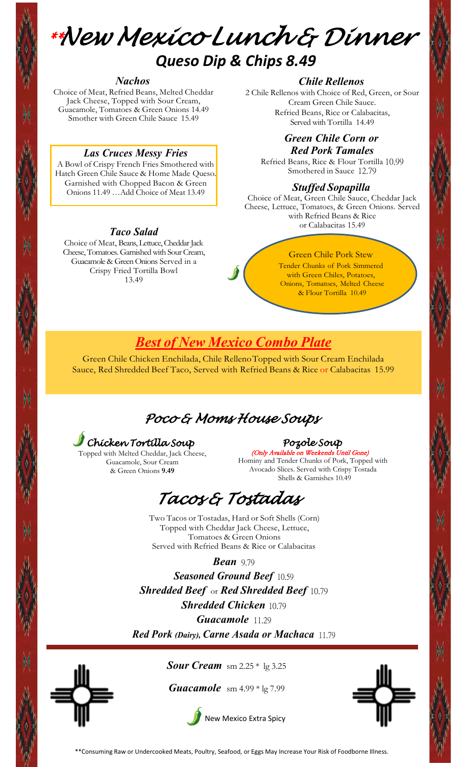# **New Mexico Lunch & Dinner

## *Queso Dip & Chips 8.49*

### *Nachos*

Choice of Meat, Refried Beans, Melted Cheddar Jack Cheese, Topped with Sour Cream, Guacamole, Tomatoes & Green Onions 14.49
Smother with Green Chile Sauce 15.49

### *Las Cruces Messy Fries*

A Bowl of Crispy French Fries Smothered with Hatch Green Chile Sauce & Home Made Queso. Garnished with Chopped Bacon & Green Onions 11.49 …Add Choice of Meat 13.49

### *Taco Salad*

Choice of Meat, Beans, Lettuce, Cheddar Jack Cheese, Tomatoes. Garnished with Sour Cream, Guacamole & Green Onions Served in a Crispy Fried Tortilla Bowl
13.49

### *Chile Rellenos*

2 Chile Rellenos with Choice of Red, Green, or Sour Cream Green Chile Sauce.
Refried Beans, Rice or Calabacitas, Served with Tortilla 14.49

### *Green Chile Corn or Red Pork Tamales*

Refried Beans, Rice & Flour Tortilla 10.99
Smothered in Sauce 12.79

### *Stuffed Sopapilla*

Choice of Meat, Green Chile Sauce, Cheddar Jack Cheese, Lettuce, Tomatoes, & Green Onions. Served with Refried Beans & Rice or Calabacitas 15.49

### Green Chile Pork Stew

Tender Chunks of Pork Simmered with Green Chiles, Potatoes, Onions, Tomatoes, Melted Cheese & Flour Tortilla 10.49

## *Best of New Mexico Combo Plate*

Green Chile Chicken Enchilada, Chile Relleno Topped with Sour Cream Enchilada Sauce, Red Shredded Beef Taco, Served with Refried Beans & Rice or Calabacitas 15.99

## *Poco & Moms House Soups*

### *Chicken Tortilla Soup*

Topped with Melted Cheddar, Jack Cheese, Guacamole, Sour Cream & Green Onions **9.49**

### *Pozole Soup*

*(Only Available on Weekends Until Gone)*
Hominy and Tender Chunks of Pork, Topped with Avocado Slices. Served with Crispy Tostada Shells & Garnishes 10.49

## *Tacos & Tostadas*

Two Tacos or Tostadas, Hard or Soft Shells (Corn) Topped with Cheddar Jack Cheese, Lettuce, Tomatoes & Green Onions
Served with Refried Beans & Rice or Calabacitas

***Bean*** 9.79
***Seasoned Ground Beef*** 10.59
***Shredded Beef*** or ***Red Shredded Beef*** 10.79
***Shredded Chicken*** 10.79
***Guacamole*** 11.29
***Red Pork** (Dairy)*, ***Carne Asada or Machaca*** 11.79

***Sour Cream*** sm 2.25 * lg 3.25

***Guacamole*** sm 4.99 * lg 7.99

New Mexico Extra Spicy

**Consuming Raw or Undercooked Meats, Poultry, Seafood, or Eggs May Increase Your Risk of Foodborne Illness.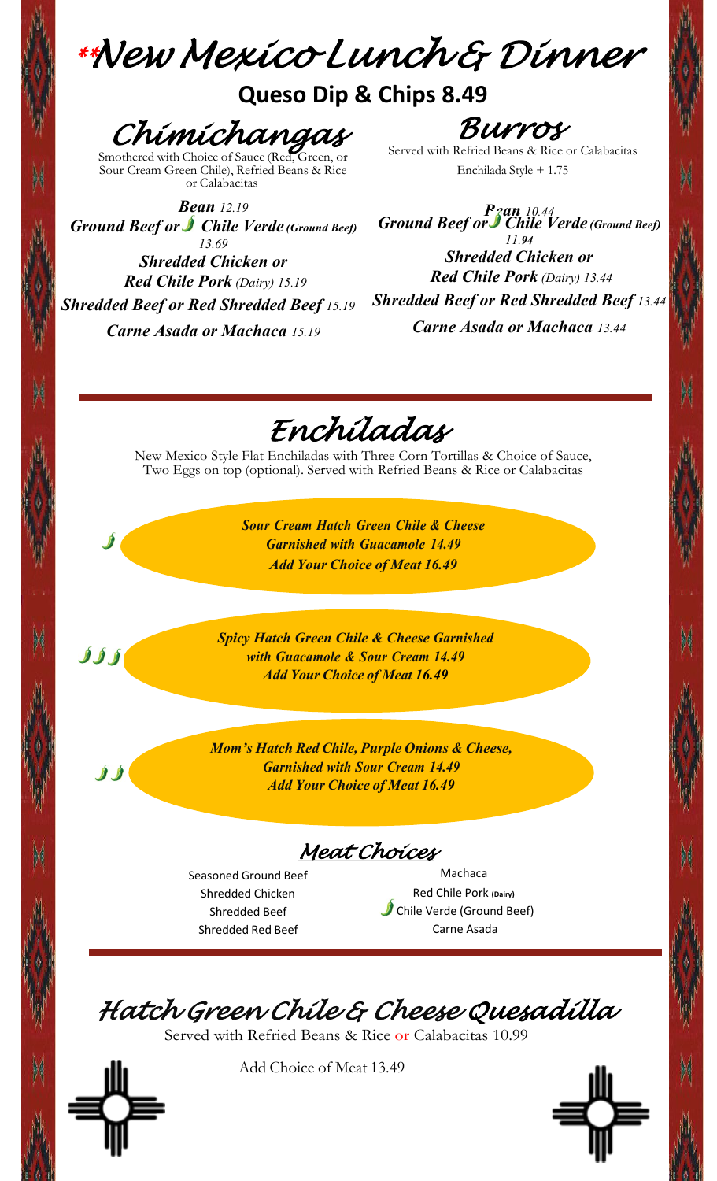# **New Mexico Lunch & Dinner

## Queso Dip & Chips 8.49

## Chimichangas

Smothered with Choice of Sauce (Red, Green, or Sour Cream Green Chile), Refried Beans & Rice or Calabacitas

***Bean** 12.19*

***Ground Beef or Chile Verde (Ground Beef)** 13.69*

***Shredded Chicken or Red Chile Pork** (Dairy) 15.19*

***Shredded Beef or Red Shredded Beef** 15.19*

***Carne Asada or Machaca** 15.19*

## Burros

Served with Refried Beans & Rice or Calabacitas

Enchilada Style + 1.75

***Bean** 10.44*

***Ground Beef or Chile Verde (Ground Beef)** 11.94*

***Shredded Chicken or Red Chile Pork** (Dairy) 13.44*

***Shredded Beef or Red Shredded Beef** 13.44*

***Carne Asada or Machaca** 13.44*

## Enchiladas

New Mexico Style Flat Enchiladas with Three Corn Tortillas & Choice of Sauce, Two Eggs on top (optional). Served with Refried Beans & Rice or Calabacitas

***Sour Cream Hatch Green Chile & Cheese Garnished with Guacamole 14.49***
***Add Your Choice of Meat 16.49***

***Spicy Hatch Green Chile & Cheese Garnished with Guacamole & Sour Cream 14.49***
***Add Your Choice of Meat 16.49***

***Mom's Hatch Red Chile, Purple Onions & Cheese, Garnished with Sour Cream 14.49***
***Add Your Choice of Meat 16.49***

### Meat Choices

- Seasoned Ground Beef
- Shredded Chicken
- Shredded Beef
- Shredded Red Beef
- Machaca
- Red Chile Pork (Dairy)
- Chile Verde (Ground Beef)
- Carne Asada

## Hatch Green Chile & Cheese Quesadilla

Served with Refried Beans & Rice or Calabacitas 10.99

Add Choice of Meat 13.49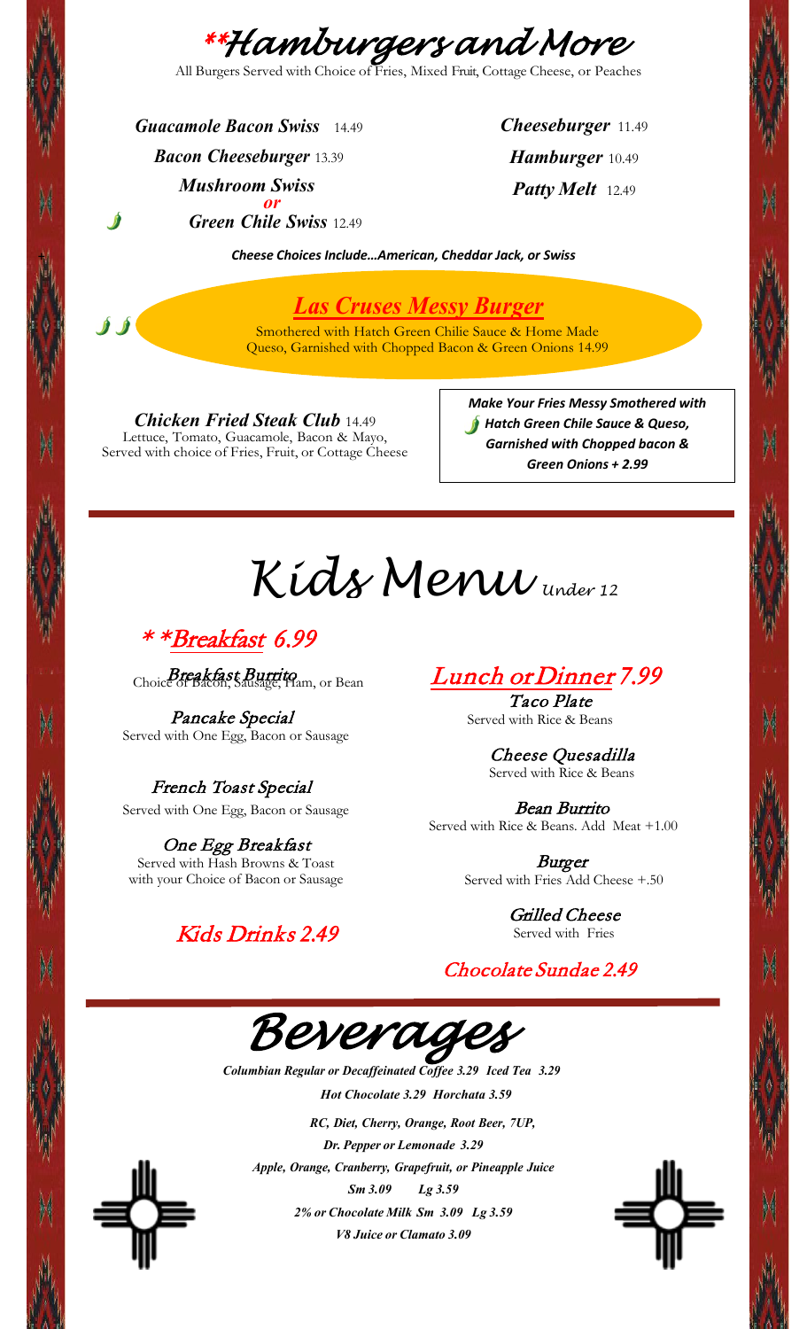# **Hamburgers and More

All Burgers Served with Choice of Fries, Mixed Fruit, Cottage Cheese, or Peaches

***Guacamole Bacon Swiss*** 14.49

***Bacon Cheeseburger*** 13.39

***Mushroom Swiss***
***or***
***Green Chile Swiss*** 12.49

***Cheeseburger*** 11.49

***Hamburger*** 10.49

***Patty Melt*** 12.49

***Cheese Choices Include…American, Cheddar Jack, or Swiss***

## *Las Cruses Messy Burger*

Smothered with Hatch Green Chilie Sauce & Home Made Queso, Garnished with Chopped Bacon & Green Onions 14.99

***Chicken Fried Steak Club*** 14.49
Lettuce, Tomato, Guacamole, Bacon & Mayo, Served with choice of Fries, Fruit, or Cottage Cheese

***Make Your Fries Messy Smothered with Hatch Green Chile Sauce & Queso, Garnished with Chopped bacon & Green Onions + 2.99***

# *Kids Menu* *Under 12*

## *\* \*Breakfast 6.99*

*Breakfast Burrito*
Choice of Bacon, Sausage, Ham, or Bean

*Pancake Special*
Served with One Egg, Bacon or Sausage

*French Toast Special*
Served with One Egg, Bacon or Sausage

*One Egg Breakfast*
Served with Hash Browns & Toast with your Choice of Bacon or Sausage

## *Kids Drinks 2.49*

## *Lunch or Dinner 7.99*

*Taco Plate*
Served with Rice & Beans

*Cheese Quesadilla*
Served with Rice & Beans

*Bean Burrito*
Served with Rice & Beans. Add Meat +1.00

*Burger*
Served with Fries Add Cheese +.50

*Grilled Cheese*
Served with Fries

## *Chocolate Sundae 2.49*

# *Beverages*

***Columbian Regular or Decaffeinated Coffee 3.29 Iced Tea 3.29***

***Hot Chocolate 3.29 Horchata 3.59***

***RC, Diet, Cherry, Orange, Root Beer, 7UP, Dr. Pepper or Lemonade 3.29***

***Apple, Orange, Cranberry, Grapefruit, or Pineapple Juice***
***Sm 3.09 Lg 3.59***

***2% or Chocolate Milk Sm 3.09 Lg 3.59***

***V8 Juice or Clamato 3.09***